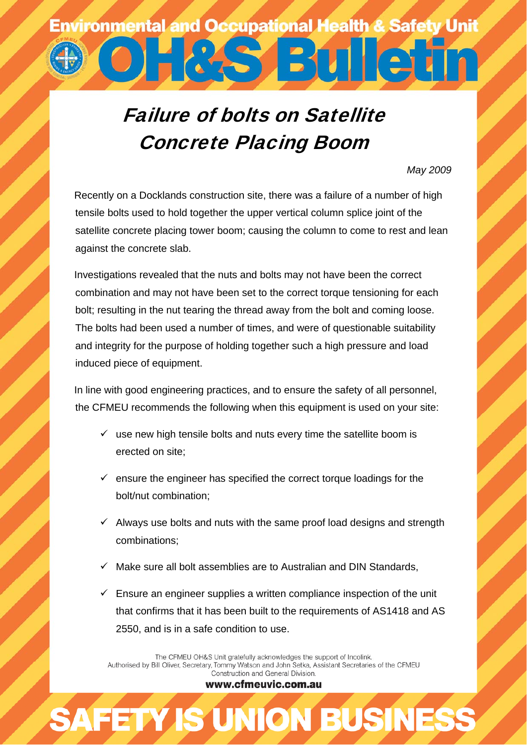Environmental and Occupational Health & Safety Unit

# OH&S Bulletin

## *Failure of bolts on Satellite Concrete Placing Boom*

*May 2009*

Recently on a Docklands construction site, there was a failure of a number of high tensile bolts used to hold together the upper vertical column splice joint of the satellite concrete placing tower boom; causing the column to come to rest and lean against the concrete slab.

Investigations revealed that the nuts and bolts may not have been the correct combination and may not have been set to the correct torque tensioning for each bolt; resulting in the nut tearing the thread away from the bolt and coming loose. The bolts had been used a number of times, and were of questionable suitability and integrity for the purpose of holding together such a high pressure and load induced piece of equipment.

In line with good engineering practices, and to ensure the safety of all personnel, the CFMEU recommends the following when this equipment is used on your site:

- ✓ use new high tensile bolts and nuts every time the satellite boom is erected on site;
- ✓ ensure the engineer has specified the correct torque loadings for the bolt/nut combination;
- ✓ Always use bolts and nuts with the same proof load designs and strength combinations;
- ✓ Make sure all bolt assemblies are to Australian and DIN Standards,
- ✓ Ensure an engineer supplies a written compliance inspection of the unit that confirms that it has been built to the requirements of AS1418 and AS 2550, and is in a safe condition to use.

The CFMEU OH&S Unit gratefully acknowledges the support of Incolink.
Authorised by Bill Oliver, Secretary, Tommy Watson and John Setka, Assistant Secretaries of the CFMEU Construction and General Division.

**www.cfmeuvic.com.au**

SAFETY IS UNION BUSINESS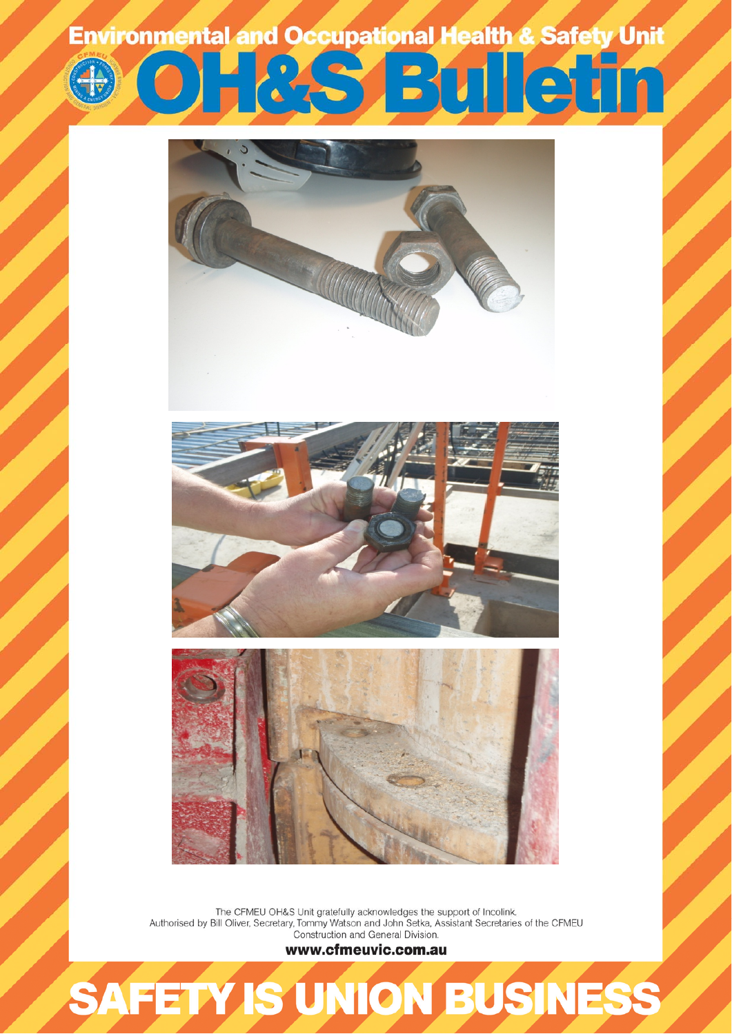# Environmental and Occupational Health & Safety Unit

# OH&S Bulletin

The CFMEU OH&S Unit gratefully acknowledges the support of Incolink.
Authorised by Bill Oliver, Secretary, Tommy Watson and John Setka, Assistant Secretaries of the CFMEU Construction and General Division.

**www.cfmeuvic.com.au**

# SAFETY IS UNION BUSINESS